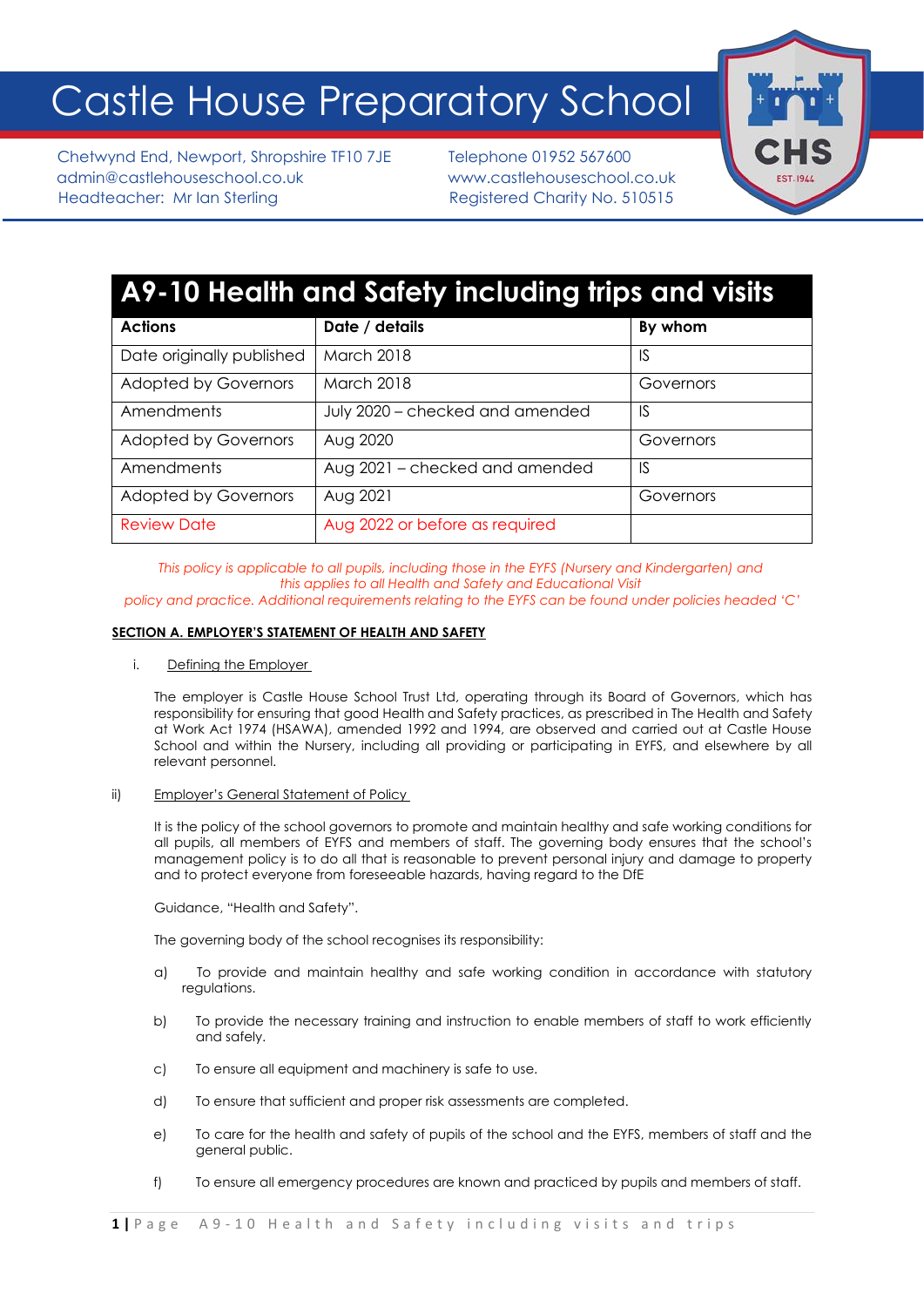# Castle House Preparatory School

Chetwynd End, Newport, Shropshire TF10 7JE
admin@castlehouseschool.co.uk
Headteacher: Mr Ian Sterling

Telephone 01952 567600
www.castlehouseschool.co.uk
Registered Charity No. 510515

## A9-10 Health and Safety including trips and visits

| Actions | Date / details | By whom |
|---|---|---|
| Date originally published | March 2018 | IS |
| Adopted by Governors | March 2018 | Governors |
| Amendments | July 2020 – checked and amended | IS |
| Adopted by Governors | Aug 2020 | Governors |
| Amendments | Aug 2021 – checked and amended | IS |
| Adopted by Governors | Aug 2021 | Governors |
| Review Date | Aug 2022 or before as required | |

*This policy is applicable to all pupils, including those in the EYFS (Nursery and Kindergarten) and this applies to all Health and Safety and Educational Visit policy and practice. Additional requirements relating to the EYFS can be found under policies headed 'C'*

**SECTION A. EMPLOYER'S STATEMENT OF HEALTH AND SAFETY**

i. Defining the Employer

The employer is Castle House School Trust Ltd, operating through its Board of Governors, which has responsibility for ensuring that good Health and Safety practices, as prescribed in The Health and Safety at Work Act 1974 (HSAWA), amended 1992 and 1994, are observed and carried out at Castle House School and within the Nursery, including all providing or participating in EYFS, and elsewhere by all relevant personnel.

ii) Employer's General Statement of Policy

It is the policy of the school governors to promote and maintain healthy and safe working conditions for all pupils, all members of EYFS and members of staff. The governing body ensures that the school's management policy is to do all that is reasonable to prevent personal injury and damage to property and to protect everyone from foreseeable hazards, having regard to the DfE

Guidance, "Health and Safety".

The governing body of the school recognises its responsibility:

a) To provide and maintain healthy and safe working condition in accordance with statutory regulations.

b) To provide the necessary training and instruction to enable members of staff to work efficiently and safely.

c) To ensure all equipment and machinery is safe to use.

d) To ensure that sufficient and proper risk assessments are completed.

e) To care for the health and safety of pupils of the school and the EYFS, members of staff and the general public.

f) To ensure all emergency procedures are known and practiced by pupils and members of staff.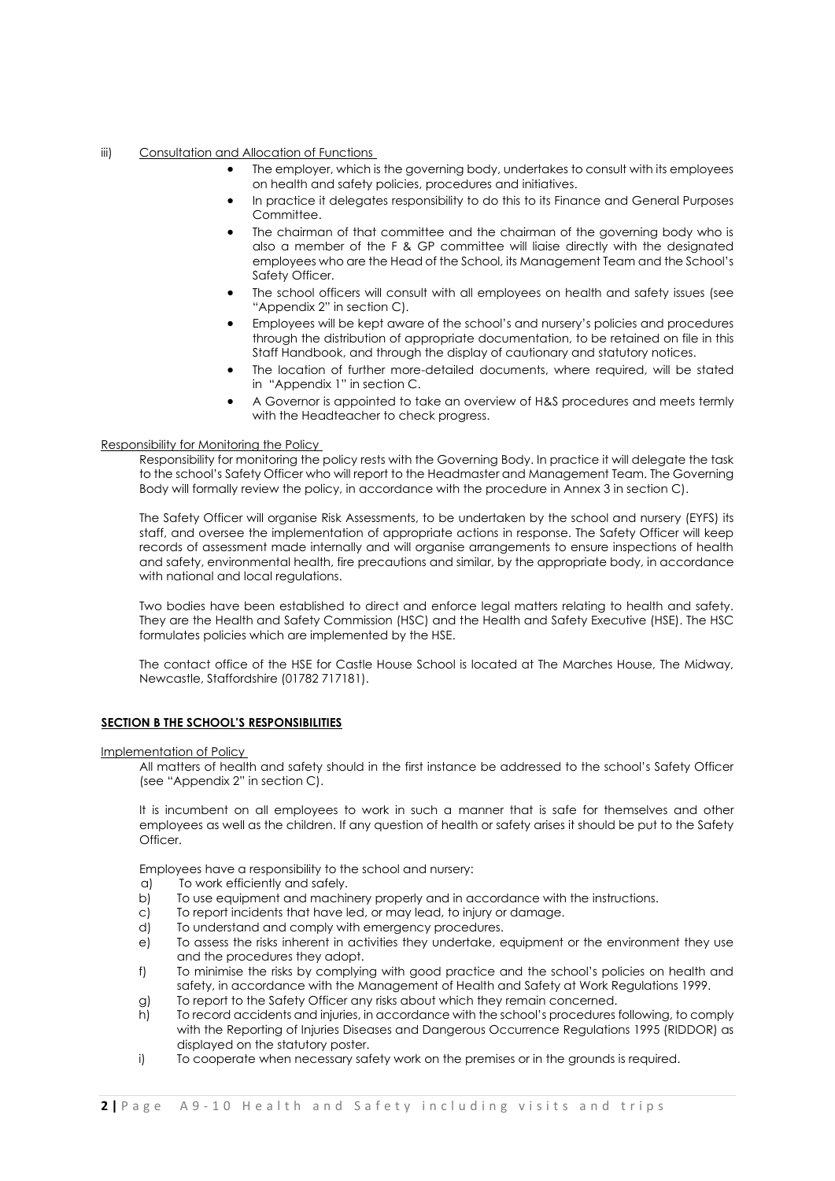iii) Consultation and Allocation of Functions

- The employer, which is the governing body, undertakes to consult with its employees on health and safety policies, procedures and initiatives.
- In practice it delegates responsibility to do this to its Finance and General Purposes Committee.
- The chairman of that committee and the chairman of the governing body who is also a member of the F & GP committee will liaise directly with the designated employees who are the Head of the School, its Management Team and the School's Safety Officer.
- The school officers will consult with all employees on health and safety issues (see "Appendix 2" in section C).
- Employees will be kept aware of the school's and nursery's policies and procedures through the distribution of appropriate documentation, to be retained on file in this Staff Handbook, and through the display of cautionary and statutory notices.
- The location of further more-detailed documents, where required, will be stated in "Appendix 1" in section C.
- A Governor is appointed to take an overview of H&S procedures and meets termly with the Headteacher to check progress.

Responsibility for Monitoring the Policy

Responsibility for monitoring the policy rests with the Governing Body. In practice it will delegate the task to the school's Safety Officer who will report to the Headmaster and Management Team. The Governing Body will formally review the policy, in accordance with the procedure in Annex 3 in section C).

The Safety Officer will organise Risk Assessments, to be undertaken by the school and nursery (EYFS) its staff, and oversee the implementation of appropriate actions in response. The Safety Officer will keep records of assessment made internally and will organise arrangements to ensure inspections of health and safety, environmental health, fire precautions and similar, by the appropriate body, in accordance with national and local regulations.

Two bodies have been established to direct and enforce legal matters relating to health and safety. They are the Health and Safety Commission (HSC) and the Health and Safety Executive (HSE). The HSC formulates policies which are implemented by the HSE.

The contact office of the HSE for Castle House School is located at The Marches House, The Midway, Newcastle, Staffordshire (01782 717181).

## SECTION B THE SCHOOL'S RESPONSIBILITIES

Implementation of Policy

All matters of health and safety should in the first instance be addressed to the school's Safety Officer (see "Appendix 2" in section C).

It is incumbent on all employees to work in such a manner that is safe for themselves and other employees as well as the children. If any question of health or safety arises it should be put to the Safety Officer.

Employees have a responsibility to the school and nursery:

a) To work efficiently and safely.
b) To use equipment and machinery properly and in accordance with the instructions.
c) To report incidents that have led, or may lead, to injury or damage.
d) To understand and comply with emergency procedures.
e) To assess the risks inherent in activities they undertake, equipment or the environment they use and the procedures they adopt.
f) To minimise the risks by complying with good practice and the school's policies on health and safety, in accordance with the Management of Health and Safety at Work Regulations 1999.
g) To report to the Safety Officer any risks about which they remain concerned.
h) To record accidents and injuries, in accordance with the school's procedures following, to comply with the Reporting of Injuries Diseases and Dangerous Occurrence Regulations 1995 (RIDDOR) as displayed on the statutory poster.
i) To cooperate when necessary safety work on the premises or in the grounds is required.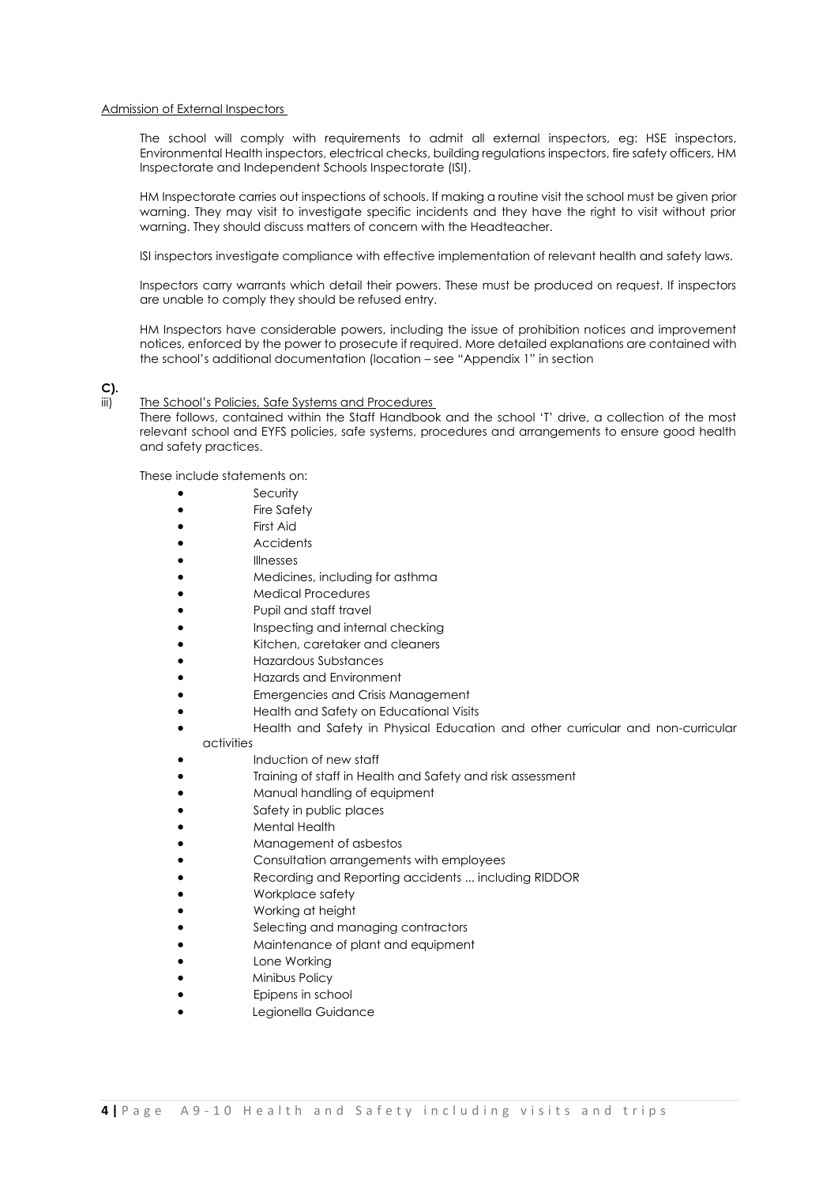Admission of External Inspectors

The school will comply with requirements to admit all external inspectors, eg: HSE inspectors, Environmental Health inspectors, electrical checks, building regulations inspectors, fire safety officers, HM Inspectorate and Independent Schools Inspectorate (ISI).

HM Inspectorate carries out inspections of schools. If making a routine visit the school must be given prior warning. They may visit to investigate specific incidents and they have the right to visit without prior warning. They should discuss matters of concern with the Headteacher.

ISI inspectors investigate compliance with effective implementation of relevant health and safety laws.

Inspectors carry warrants which detail their powers. These must be produced on request. If inspectors are unable to comply they should be refused entry.

HM Inspectors have considerable powers, including the issue of prohibition notices and improvement notices, enforced by the power to prosecute if required. More detailed explanations are contained with the school's additional documentation (location – see "Appendix 1" in section

**C).**

iii) The School's Policies, Safe Systems and Procedures

There follows, contained within the Staff Handbook and the school 'T' drive, a collection of the most relevant school and EYFS policies, safe systems, procedures and arrangements to ensure good health and safety practices.

These include statements on:

- Security
- Fire Safety
- First Aid
- Accidents
- Illnesses
- Medicines, including for asthma
- Medical Procedures
- Pupil and staff travel
- Inspecting and internal checking
- Kitchen, caretaker and cleaners
- Hazardous Substances
- Hazards and Environment
- Emergencies and Crisis Management
- Health and Safety on Educational Visits
- Health and Safety in Physical Education and other curricular and non-curricular activities
- Induction of new staff
- Training of staff in Health and Safety and risk assessment
- Manual handling of equipment
- Safety in public places
- Mental Health
- Management of asbestos
- Consultation arrangements with employees
- Recording and Reporting accidents ... including RIDDOR
- Workplace safety
- Working at height
- Selecting and managing contractors
- Maintenance of plant and equipment
- Lone Working
- Minibus Policy
- Epipens in school
- Legionella Guidance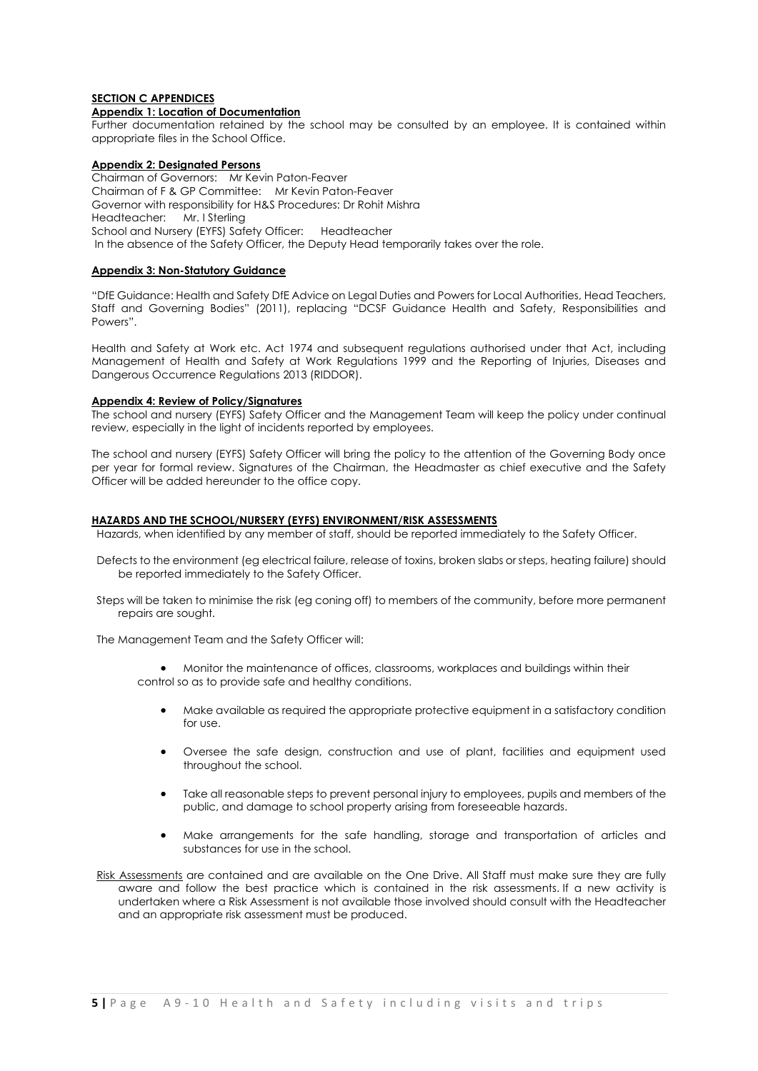**SECTION C APPENDICES**

**Appendix 1: Location of Documentation**

Further documentation retained by the school may be consulted by an employee. It is contained within appropriate files in the School Office.

**Appendix 2: Designated Persons**

Chairman of Governors: Mr Kevin Paton-Feaver
Chairman of F & GP Committee: Mr Kevin Paton-Feaver
Governor with responsibility for H&S Procedures: Dr Rohit Mishra
Headteacher: Mr. I Sterling
School and Nursery (EYFS) Safety Officer: Headteacher
In the absence of the Safety Officer, the Deputy Head temporarily takes over the role.

**Appendix 3: Non-Statutory Guidance**

"DfE Guidance: Health and Safety DfE Advice on Legal Duties and Powers for Local Authorities, Head Teachers, Staff and Governing Bodies" (2011), replacing "DCSF Guidance Health and Safety, Responsibilities and Powers".

Health and Safety at Work etc. Act 1974 and subsequent regulations authorised under that Act, including Management of Health and Safety at Work Regulations 1999 and the Reporting of Injuries, Diseases and Dangerous Occurrence Regulations 2013 (RIDDOR).

**Appendix 4: Review of Policy/Signatures**

The school and nursery (EYFS) Safety Officer and the Management Team will keep the policy under continual review, especially in the light of incidents reported by employees.

The school and nursery (EYFS) Safety Officer will bring the policy to the attention of the Governing Body once per year for formal review. Signatures of the Chairman, the Headmaster as chief executive and the Safety Officer will be added hereunder to the office copy.

**HAZARDS AND THE SCHOOL/NURSERY (EYFS) ENVIRONMENT/RISK ASSESSMENTS**

Hazards, when identified by any member of staff, should be reported immediately to the Safety Officer.

Defects to the environment (eg electrical failure, release of toxins, broken slabs or steps, heating failure) should be reported immediately to the Safety Officer.

Steps will be taken to minimise the risk (eg coning off) to members of the community, before more permanent repairs are sought.

The Management Team and the Safety Officer will:

- Monitor the maintenance of offices, classrooms, workplaces and buildings within their control so as to provide safe and healthy conditions.
- Make available as required the appropriate protective equipment in a satisfactory condition for use.
- Oversee the safe design, construction and use of plant, facilities and equipment used throughout the school.
- Take all reasonable steps to prevent personal injury to employees, pupils and members of the public, and damage to school property arising from foreseeable hazards.
- Make arrangements for the safe handling, storage and transportation of articles and substances for use in the school.

Risk Assessments are contained and are available on the One Drive. All Staff must make sure they are fully aware and follow the best practice which is contained in the risk assessments. If a new activity is undertaken where a Risk Assessment is not available those involved should consult with the Headteacher and an appropriate risk assessment must be produced.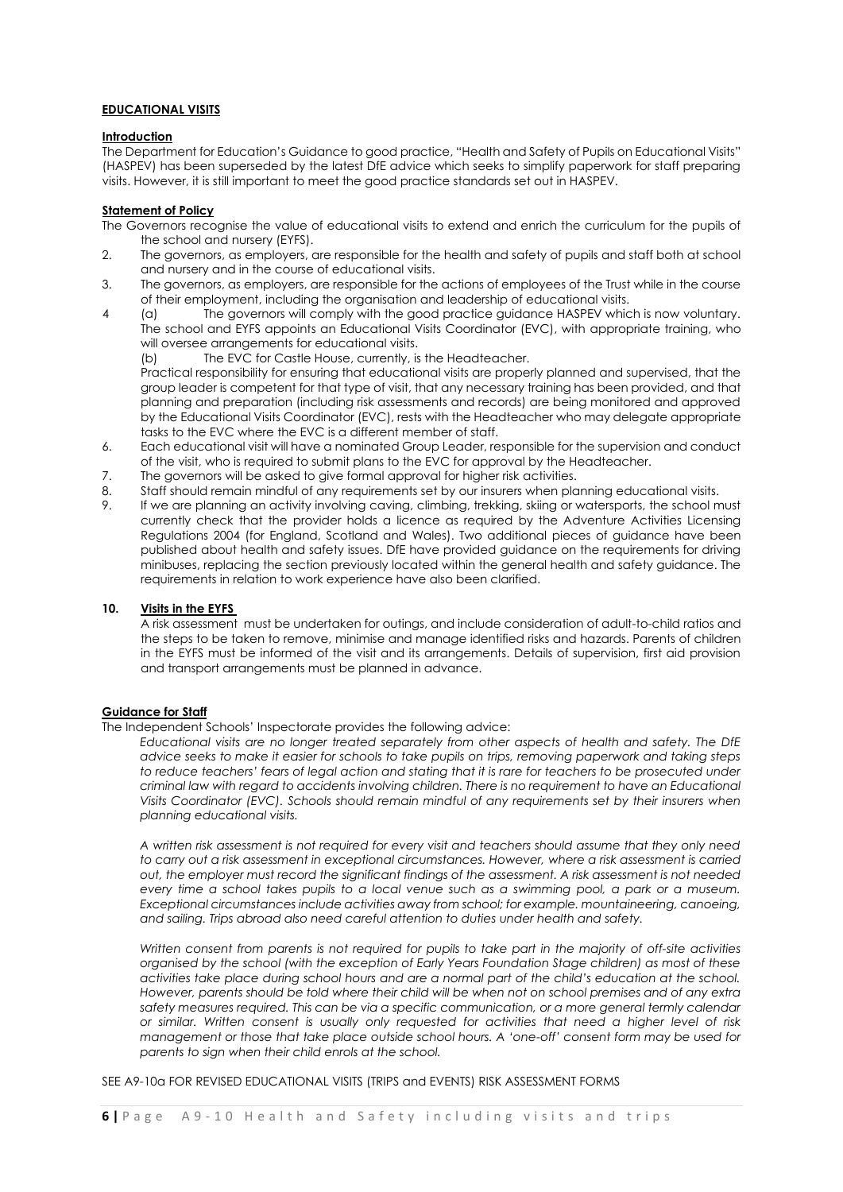**EDUCATIONAL VISITS**

**Introduction**

The Department for Education's Guidance to good practice, "Health and Safety of Pupils on Educational Visits" (HASPEV) has been superseded by the latest DfE advice which seeks to simplify paperwork for staff preparing visits. However, it is still important to meet the good practice standards set out in HASPEV.

**Statement of Policy**

The Governors recognise the value of educational visits to extend and enrich the curriculum for the pupils of the school and nursery (EYFS).

2. The governors, as employers, are responsible for the health and safety of pupils and staff both at school and nursery and in the course of educational visits.
3. The governors, as employers, are responsible for the actions of employees of the Trust while in the course of their employment, including the organisation and leadership of educational visits.
4 (a) The governors will comply with the good practice guidance HASPEV which is now voluntary. The school and EYFS appoints an Educational Visits Coordinator (EVC), with appropriate training, who will oversee arrangements for educational visits.

   (b) The EVC for Castle House, currently, is the Headteacher.

   Practical responsibility for ensuring that educational visits are properly planned and supervised, that the group leader is competent for that type of visit, that any necessary training has been provided, and that planning and preparation (including risk assessments and records) are being monitored and approved by the Educational Visits Coordinator (EVC), rests with the Headteacher who may delegate appropriate tasks to the EVC where the EVC is a different member of staff.
6. Each educational visit will have a nominated Group Leader, responsible for the supervision and conduct of the visit, who is required to submit plans to the EVC for approval by the Headteacher.
7. The governors will be asked to give formal approval for higher risk activities.
8. Staff should remain mindful of any requirements set by our insurers when planning educational visits.
9. If we are planning an activity involving caving, climbing, trekking, skiing or watersports, the school must currently check that the provider holds a licence as required by the Adventure Activities Licensing Regulations 2004 (for England, Scotland and Wales). Two additional pieces of guidance have been published about health and safety issues. DfE have provided guidance on the requirements for driving minibuses, replacing the section previously located within the general health and safety guidance. The requirements in relation to work experience have also been clarified.

**10. Visits in the EYFS**

A risk assessment must be undertaken for outings, and include consideration of adult-to-child ratios and the steps to be taken to remove, minimise and manage identified risks and hazards. Parents of children in the EYFS must be informed of the visit and its arrangements. Details of supervision, first aid provision and transport arrangements must be planned in advance.

**Guidance for Staff**

The Independent Schools' Inspectorate provides the following advice:

*Educational visits are no longer treated separately from other aspects of health and safety. The DfE advice seeks to make it easier for schools to take pupils on trips, removing paperwork and taking steps to reduce teachers' fears of legal action and stating that it is rare for teachers to be prosecuted under criminal law with regard to accidents involving children. There is no requirement to have an Educational Visits Coordinator (EVC). Schools should remain mindful of any requirements set by their insurers when planning educational visits.*

*A written risk assessment is not required for every visit and teachers should assume that they only need to carry out a risk assessment in exceptional circumstances. However, where a risk assessment is carried out, the employer must record the significant findings of the assessment. A risk assessment is not needed every time a school takes pupils to a local venue such as a swimming pool, a park or a museum. Exceptional circumstances include activities away from school; for example. mountaineering, canoeing, and sailing. Trips abroad also need careful attention to duties under health and safety.*

*Written consent from parents is not required for pupils to take part in the majority of off-site activities organised by the school (with the exception of Early Years Foundation Stage children) as most of these activities take place during school hours and are a normal part of the child's education at the school. However, parents should be told where their child will be when not on school premises and of any extra safety measures required. This can be via a specific communication, or a more general termly calendar or similar. Written consent is usually only requested for activities that need a higher level of risk management or those that take place outside school hours. A 'one-off' consent form may be used for parents to sign when their child enrols at the school.*

SEE A9-10a FOR REVISED EDUCATIONAL VISITS (TRIPS and EVENTS) RISK ASSESSMENT FORMS